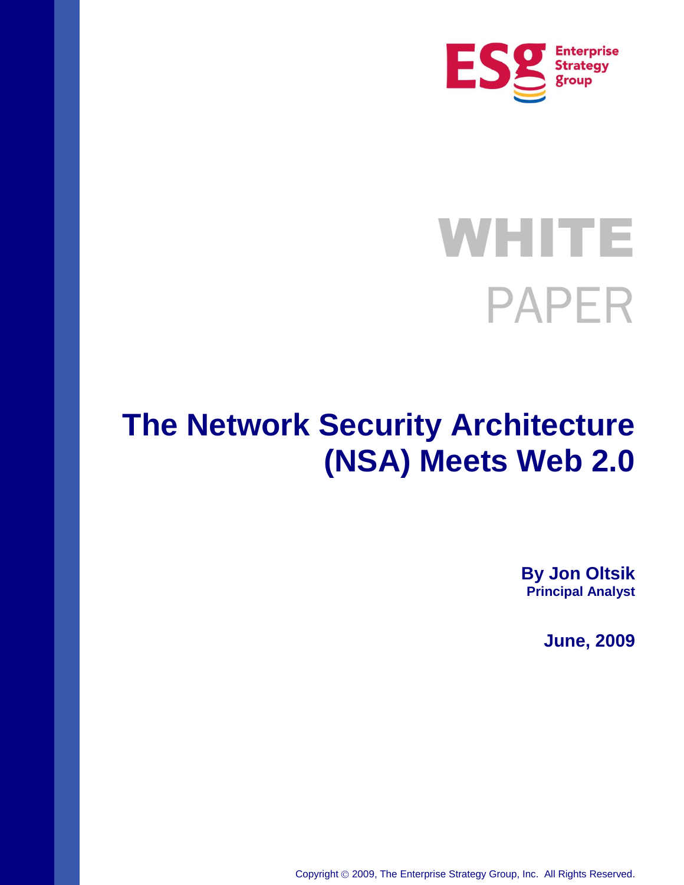Enterprise Strategy Group

# WHITE PAPER

# The Network Security Architecture (NSA) Meets Web 2.0

**By Jon Oltsik**
**Principal Analyst**

**June, 2009**

Copyright © 2009, The Enterprise Strategy Group, Inc. All Rights Reserved.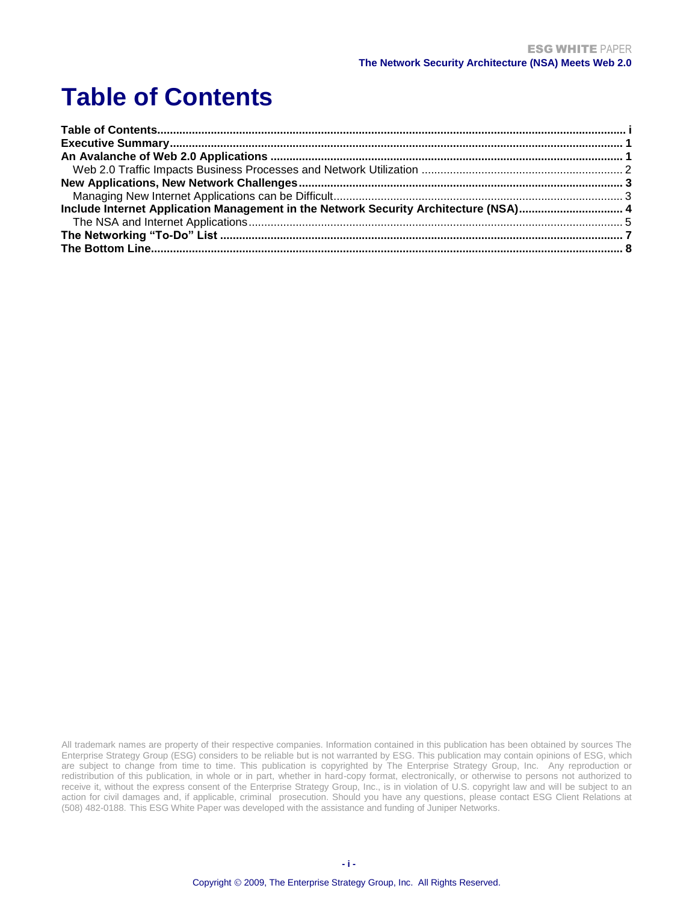# Table of Contents

**Table of Contents** ........ **i**
**Executive Summary** ........ **1**
**An Avalanche of Web 2.0 Applications** ........ **1**
  Web 2.0 Traffic Impacts Business Processes and Network Utilization ........ 2
**New Applications, New Network Challenges** ........ **3**
  Managing New Internet Applications can be Difficult ........ 3
**Include Internet Application Management in the Network Security Architecture (NSA)** ........ **4**
  The NSA and Internet Applications ........ 5
**The Networking "To-Do" List** ........ **7**
**The Bottom Line** ........ **8**

All trademark names are property of their respective companies. Information contained in this publication has been obtained by sources The Enterprise Strategy Group (ESG) considers to be reliable but is not warranted by ESG. This publication may contain opinions of ESG, which are subject to change from time to time. This publication is copyrighted by The Enterprise Strategy Group, Inc. Any reproduction or redistribution of this publication, in whole or in part, whether in hard-copy format, electronically, or otherwise to persons not authorized to receive it, without the express consent of the Enterprise Strategy Group, Inc., is in violation of U.S. copyright law and will be subject to an action for civil damages and, if applicable, criminal prosecution. Should you have any questions, please contact ESG Client Relations at (508) 482-0188. This ESG White Paper was developed with the assistance and funding of Juniper Networks.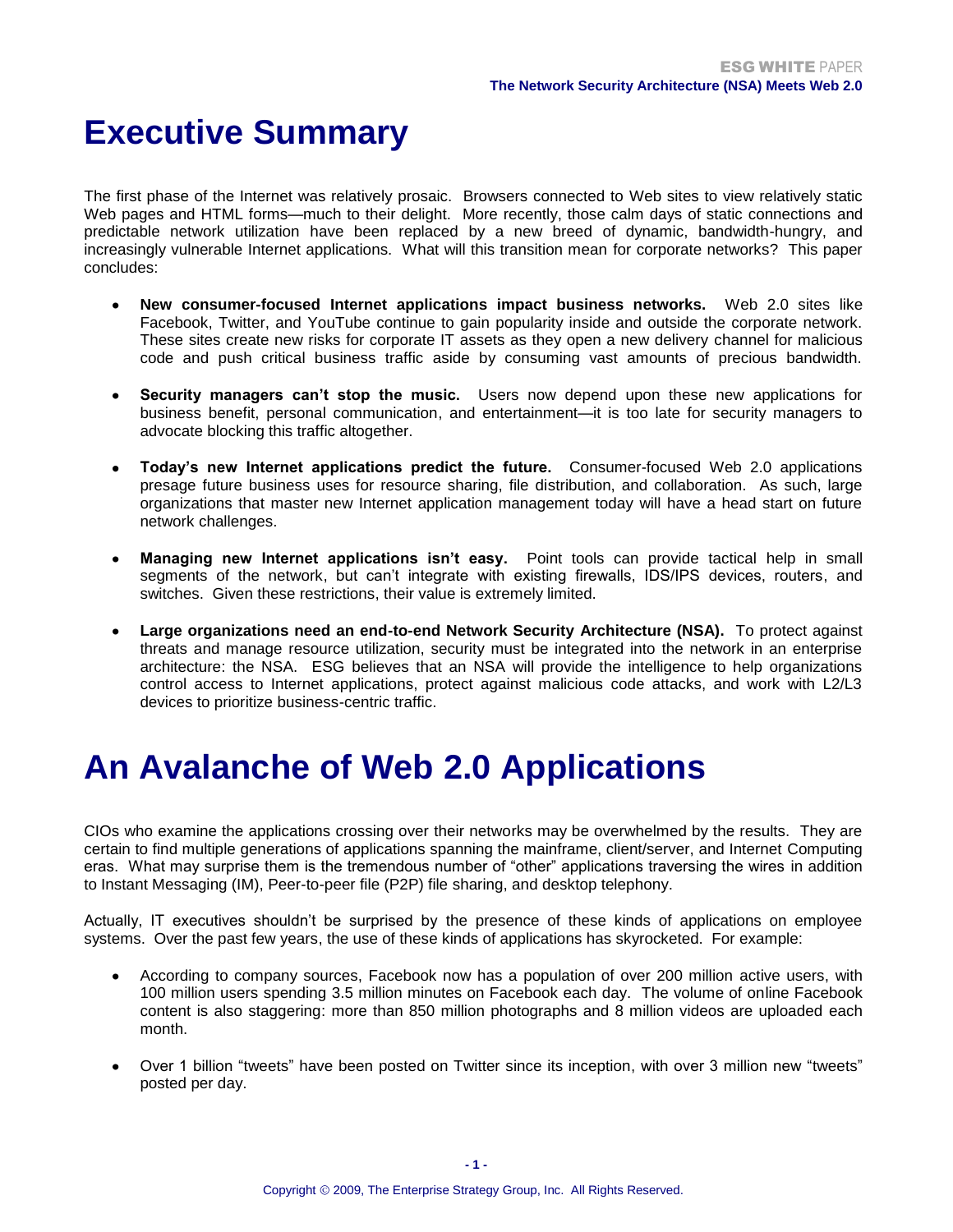# Executive Summary

The first phase of the Internet was relatively prosaic. Browsers connected to Web sites to view relatively static Web pages and HTML forms—much to their delight. More recently, those calm days of static connections and predictable network utilization have been replaced by a new breed of dynamic, bandwidth-hungry, and increasingly vulnerable Internet applications. What will this transition mean for corporate networks? This paper concludes:

- **New consumer-focused Internet applications impact business networks.** Web 2.0 sites like Facebook, Twitter, and YouTube continue to gain popularity inside and outside the corporate network. These sites create new risks for corporate IT assets as they open a new delivery channel for malicious code and push critical business traffic aside by consuming vast amounts of precious bandwidth.

- **Security managers can't stop the music.** Users now depend upon these new applications for business benefit, personal communication, and entertainment—it is too late for security managers to advocate blocking this traffic altogether.

- **Today's new Internet applications predict the future.** Consumer-focused Web 2.0 applications presage future business uses for resource sharing, file distribution, and collaboration. As such, large organizations that master new Internet application management today will have a head start on future network challenges.

- **Managing new Internet applications isn't easy.** Point tools can provide tactical help in small segments of the network, but can't integrate with existing firewalls, IDS/IPS devices, routers, and switches. Given these restrictions, their value is extremely limited.

- **Large organizations need an end-to-end Network Security Architecture (NSA).** To protect against threats and manage resource utilization, security must be integrated into the network in an enterprise architecture: the NSA. ESG believes that an NSA will provide the intelligence to help organizations control access to Internet applications, protect against malicious code attacks, and work with L2/L3 devices to prioritize business-centric traffic.

# An Avalanche of Web 2.0 Applications

CIOs who examine the applications crossing over their networks may be overwhelmed by the results. They are certain to find multiple generations of applications spanning the mainframe, client/server, and Internet Computing eras. What may surprise them is the tremendous number of "other" applications traversing the wires in addition to Instant Messaging (IM), Peer-to-peer file (P2P) file sharing, and desktop telephony.

Actually, IT executives shouldn't be surprised by the presence of these kinds of applications on employee systems. Over the past few years, the use of these kinds of applications has skyrocketed. For example:

- According to company sources, Facebook now has a population of over 200 million active users, with 100 million users spending 3.5 million minutes on Facebook each day. The volume of online Facebook content is also staggering: more than 850 million photographs and 8 million videos are uploaded each month.

- Over 1 billion "tweets" have been posted on Twitter since its inception, with over 3 million new "tweets" posted per day.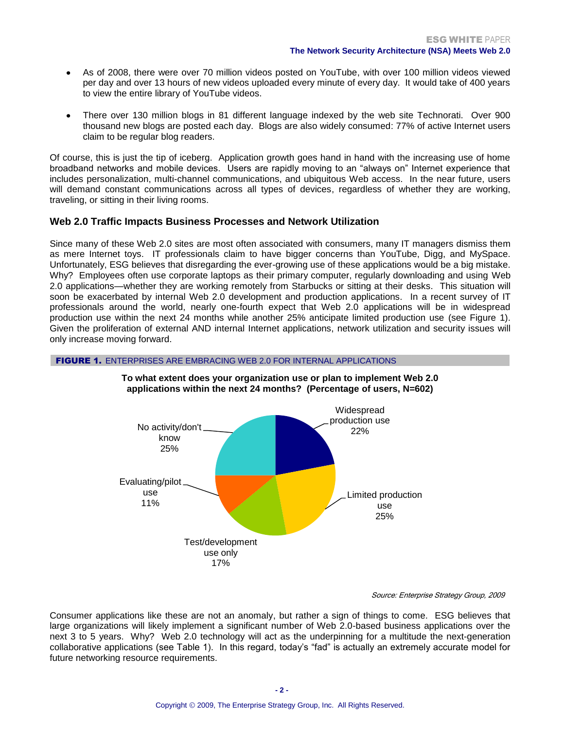- As of 2008, there were over 70 million videos posted on YouTube, with over 100 million videos viewed per day and over 13 hours of new videos uploaded every minute of every day. It would take of 400 years to view the entire library of YouTube videos.
- There over 130 million blogs in 81 different language indexed by the web site Technorati. Over 900 thousand new blogs are posted each day. Blogs are also widely consumed: 77% of active Internet users claim to be regular blog readers.

Of course, this is just the tip of iceberg. Application growth goes hand in hand with the increasing use of home broadband networks and mobile devices. Users are rapidly moving to an "always on" Internet experience that includes personalization, multi-channel communications, and ubiquitous Web access. In the near future, users will demand constant communications across all types of devices, regardless of whether they are working, traveling, or sitting in their living rooms.

### Web 2.0 Traffic Impacts Business Processes and Network Utilization

Since many of these Web 2.0 sites are most often associated with consumers, many IT managers dismiss them as mere Internet toys. IT professionals claim to have bigger concerns than YouTube, Digg, and MySpace. Unfortunately, ESG believes that disregarding the ever-growing use of these applications would be a big mistake. Why? Employees often use corporate laptops as their primary computer, regularly downloading and using Web 2.0 applications—whether they are working remotely from Starbucks or sitting at their desks. This situation will soon be exacerbated by internal Web 2.0 development and production applications. In a recent survey of IT professionals around the world, nearly one-fourth expect that Web 2.0 applications will be in widespread production use within the next 24 months while another 25% anticipate limited production use (see Figure 1). Given the proliferation of external AND internal Internet applications, network utilization and security issues will only increase moving forward.

**FIGURE 1.** ENTERPRISES ARE EMBRACING WEB 2.0 FOR INTERNAL APPLICATIONS

**To what extent does your organization use or plan to implement Web 2.0 applications within the next 24 months? (Percentage of users, N=602)**

| Response | Percentage |
|---|---|
| Widespread production use | 22% |
| Limited production use | 25% |
| Test/development use only | 17% |
| Evaluating/pilot use | 11% |
| No activity/don't know | 25% |

*Source: Enterprise Strategy Group, 2009*

Consumer applications like these are not an anomaly, but rather a sign of things to come. ESG believes that large organizations will likely implement a significant number of Web 2.0-based business applications over the next 3 to 5 years. Why? Web 2.0 technology will act as the underpinning for a multitude the next-generation collaborative applications (see Table 1). In this regard, today's "fad" is actually an extremely accurate model for future networking resource requirements.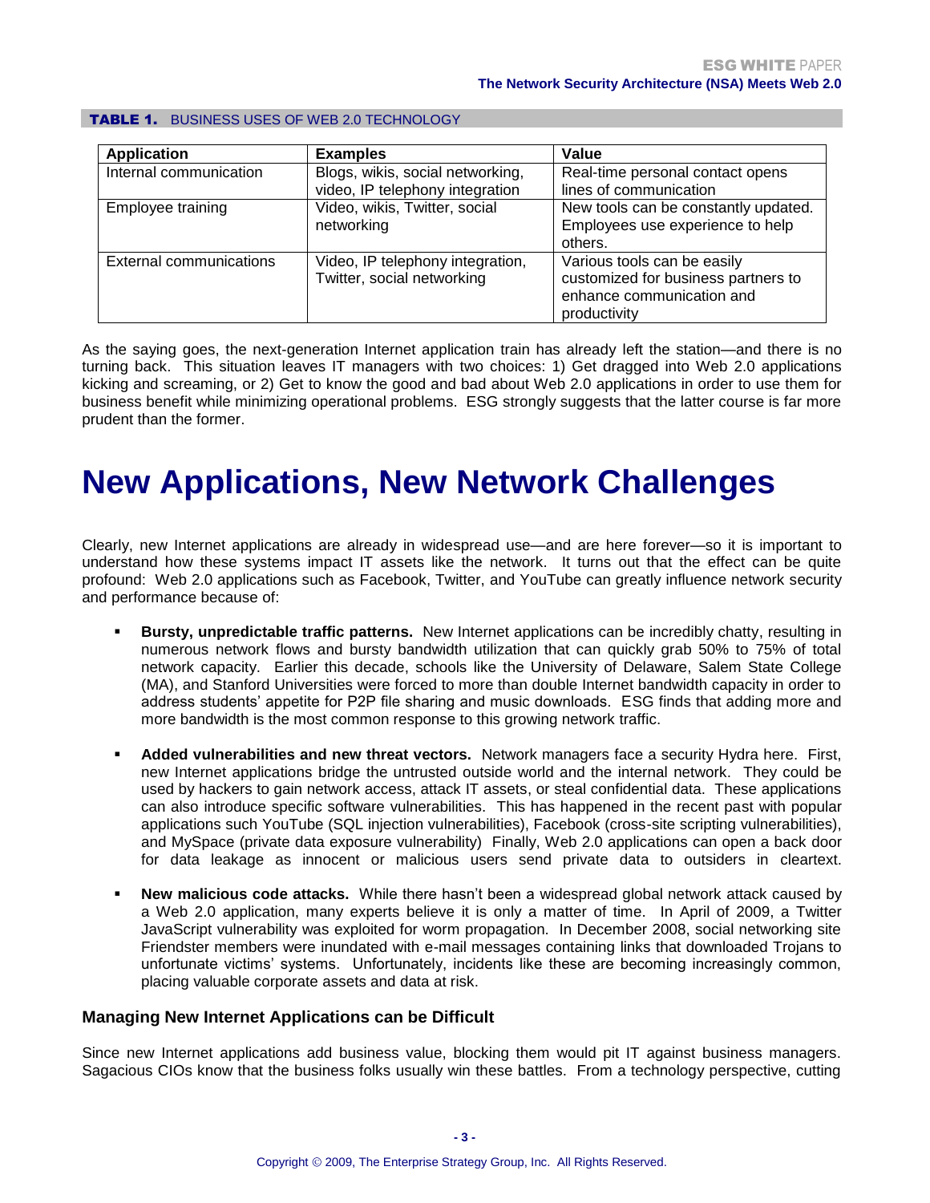**TABLE 1.** BUSINESS USES OF WEB 2.0 TECHNOLOGY

| Application | Examples | Value |
|---|---|---|
| Internal communication | Blogs, wikis, social networking, video, IP telephony integration | Real-time personal contact opens lines of communication |
| Employee training | Video, wikis, Twitter, social networking | New tools can be constantly updated. Employees use experience to help others. |
| External communications | Video, IP telephony integration, Twitter, social networking | Various tools can be easily customized for business partners to enhance communication and productivity |

As the saying goes, the next-generation Internet application train has already left the station—and there is no turning back. This situation leaves IT managers with two choices: 1) Get dragged into Web 2.0 applications kicking and screaming, or 2) Get to know the good and bad about Web 2.0 applications in order to use them for business benefit while minimizing operational problems. ESG strongly suggests that the latter course is far more prudent than the former.

# New Applications, New Network Challenges

Clearly, new Internet applications are already in widespread use—and are here forever—so it is important to understand how these systems impact IT assets like the network. It turns out that the effect can be quite profound: Web 2.0 applications such as Facebook, Twitter, and YouTube can greatly influence network security and performance because of:

- **Bursty, unpredictable traffic patterns.** New Internet applications can be incredibly chatty, resulting in numerous network flows and bursty bandwidth utilization that can quickly grab 50% to 75% of total network capacity. Earlier this decade, schools like the University of Delaware, Salem State College (MA), and Stanford Universities were forced to more than double Internet bandwidth capacity in order to address students' appetite for P2P file sharing and music downloads. ESG finds that adding more and more bandwidth is the most common response to this growing network traffic.
- **Added vulnerabilities and new threat vectors.** Network managers face a security Hydra here. First, new Internet applications bridge the untrusted outside world and the internal network. They could be used by hackers to gain network access, attack IT assets, or steal confidential data. These applications can also introduce specific software vulnerabilities. This has happened in the recent past with popular applications such YouTube (SQL injection vulnerabilities), Facebook (cross-site scripting vulnerabilities), and MySpace (private data exposure vulnerability) Finally, Web 2.0 applications can open a back door for data leakage as innocent or malicious users send private data to outsiders in cleartext.
- **New malicious code attacks.** While there hasn't been a widespread global network attack caused by a Web 2.0 application, many experts believe it is only a matter of time. In April of 2009, a Twitter JavaScript vulnerability was exploited for worm propagation. In December 2008, social networking site Friendster members were inundated with e-mail messages containing links that downloaded Trojans to unfortunate victims' systems. Unfortunately, incidents like these are becoming increasingly common, placing valuable corporate assets and data at risk.

### Managing New Internet Applications can be Difficult

Since new Internet applications add business value, blocking them would pit IT against business managers. Sagacious CIOs know that the business folks usually win these battles. From a technology perspective, cutting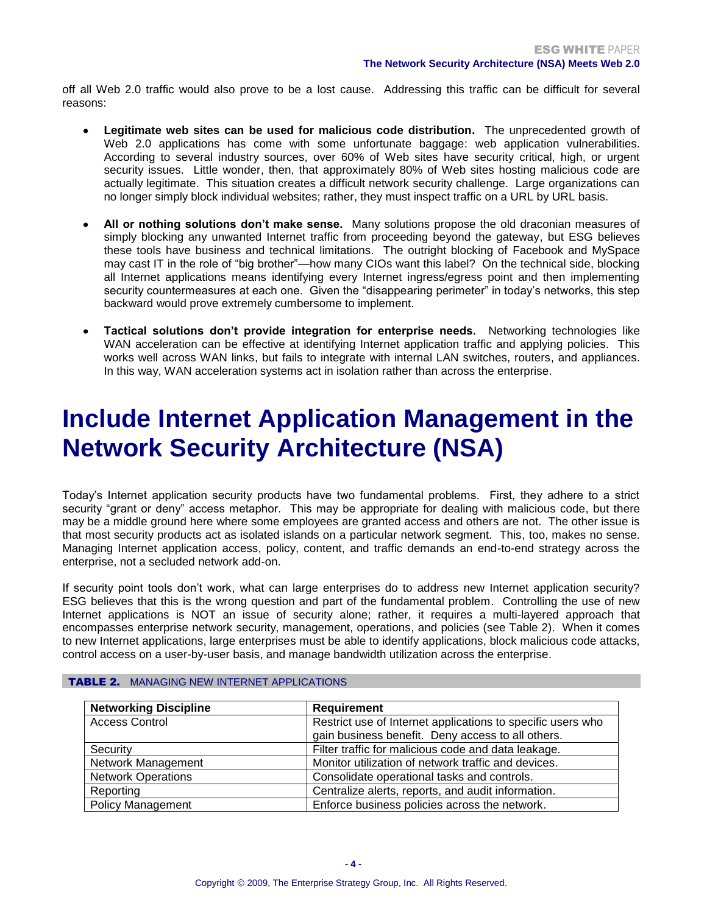off all Web 2.0 traffic would also prove to be a lost cause. Addressing this traffic can be difficult for several reasons:

- **Legitimate web sites can be used for malicious code distribution.** The unprecedented growth of Web 2.0 applications has come with some unfortunate baggage: web application vulnerabilities. According to several industry sources, over 60% of Web sites have security critical, high, or urgent security issues. Little wonder, then, that approximately 80% of Web sites hosting malicious code are actually legitimate. This situation creates a difficult network security challenge. Large organizations can no longer simply block individual websites; rather, they must inspect traffic on a URL by URL basis.

- **All or nothing solutions don't make sense.** Many solutions propose the old draconian measures of simply blocking any unwanted Internet traffic from proceeding beyond the gateway, but ESG believes these tools have business and technical limitations. The outright blocking of Facebook and MySpace may cast IT in the role of "big brother"—how many CIOs want this label? On the technical side, blocking all Internet applications means identifying every Internet ingress/egress point and then implementing security countermeasures at each one. Given the "disappearing perimeter" in today's networks, this step backward would prove extremely cumbersome to implement.

- **Tactical solutions don't provide integration for enterprise needs.** Networking technologies like WAN acceleration can be effective at identifying Internet application traffic and applying policies. This works well across WAN links, but fails to integrate with internal LAN switches, routers, and appliances. In this way, WAN acceleration systems act in isolation rather than across the enterprise.

# Include Internet Application Management in the Network Security Architecture (NSA)

Today's Internet application security products have two fundamental problems. First, they adhere to a strict security "grant or deny" access metaphor. This may be appropriate for dealing with malicious code, but there may be a middle ground here where some employees are granted access and others are not. The other issue is that most security products act as isolated islands on a particular network segment. This, too, makes no sense. Managing Internet application access, policy, content, and traffic demands an end-to-end strategy across the enterprise, not a secluded network add-on.

If security point tools don't work, what can large enterprises do to address new Internet application security? ESG believes that this is the wrong question and part of the fundamental problem. Controlling the use of new Internet applications is NOT an issue of security alone; rather, it requires a multi-layered approach that encompasses enterprise network security, management, operations, and policies (see Table 2). When it comes to new Internet applications, large enterprises must be able to identify applications, block malicious code attacks, control access on a user-by-user basis, and manage bandwidth utilization across the enterprise.

**TABLE 2.** MANAGING NEW INTERNET APPLICATIONS

| Networking Discipline | Requirement |
|---|---|
| Access Control | Restrict use of Internet applications to specific users who gain business benefit. Deny access to all others. |
| Security | Filter traffic for malicious code and data leakage. |
| Network Management | Monitor utilization of network traffic and devices. |
| Network Operations | Consolidate operational tasks and controls. |
| Reporting | Centralize alerts, reports, and audit information. |
| Policy Management | Enforce business policies across the network. |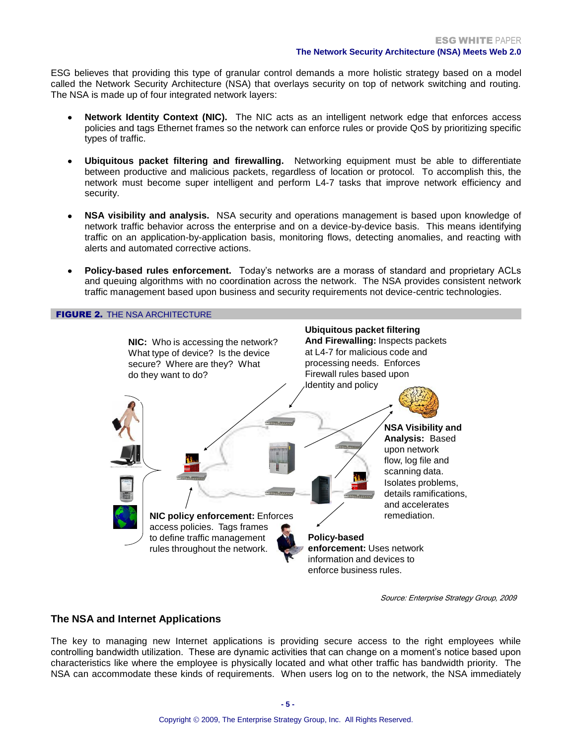ESG believes that providing this type of granular control demands a more holistic strategy based on a model called the Network Security Architecture (NSA) that overlays security on top of network switching and routing. The NSA is made up of four integrated network layers:

- **Network Identity Context (NIC).** The NIC acts as an intelligent network edge that enforces access policies and tags Ethernet frames so the network can enforce rules or provide QoS by prioritizing specific types of traffic.
- **Ubiquitous packet filtering and firewalling.** Networking equipment must be able to differentiate between productive and malicious packets, regardless of location or protocol. To accomplish this, the network must become super intelligent and perform L4-7 tasks that improve network efficiency and security.
- **NSA visibility and analysis.** NSA security and operations management is based upon knowledge of network traffic behavior across the enterprise and on a device-by-device basis. This means identifying traffic on an application-by-application basis, monitoring flows, detecting anomalies, and reacting with alerts and automated corrective actions.
- **Policy-based rules enforcement.** Today's networks are a morass of standard and proprietary ACLs and queuing algorithms with no coordination across the network. The NSA provides consistent network traffic management based upon business and security requirements not device-centric technologies.

**FIGURE 2.** THE NSA ARCHITECTURE

**NIC:** Who is accessing the network? What type of device? Is the device secure? Where are they? What do they want to do?

**Ubiquitous packet filtering And Firewalling:** Inspects packets at L4-7 for malicious code and processing needs. Enforces Firewall rules based upon Identity and policy

**NSA Visibility and Analysis:** Based upon network flow, log file and scanning data. Isolates problems, details ramifications, and accelerates remediation.

**NIC policy enforcement:** Enforces access policies. Tags frames to define traffic management rules throughout the network.

**Policy-based enforcement:** Uses network information and devices to enforce business rules.

*Source: Enterprise Strategy Group, 2009*

## The NSA and Internet Applications

The key to managing new Internet applications is providing secure access to the right employees while controlling bandwidth utilization. These are dynamic activities that can change on a moment's notice based upon characteristics like where the employee is physically located and what other traffic has bandwidth priority. The NSA can accommodate these kinds of requirements. When users log on to the network, the NSA immediately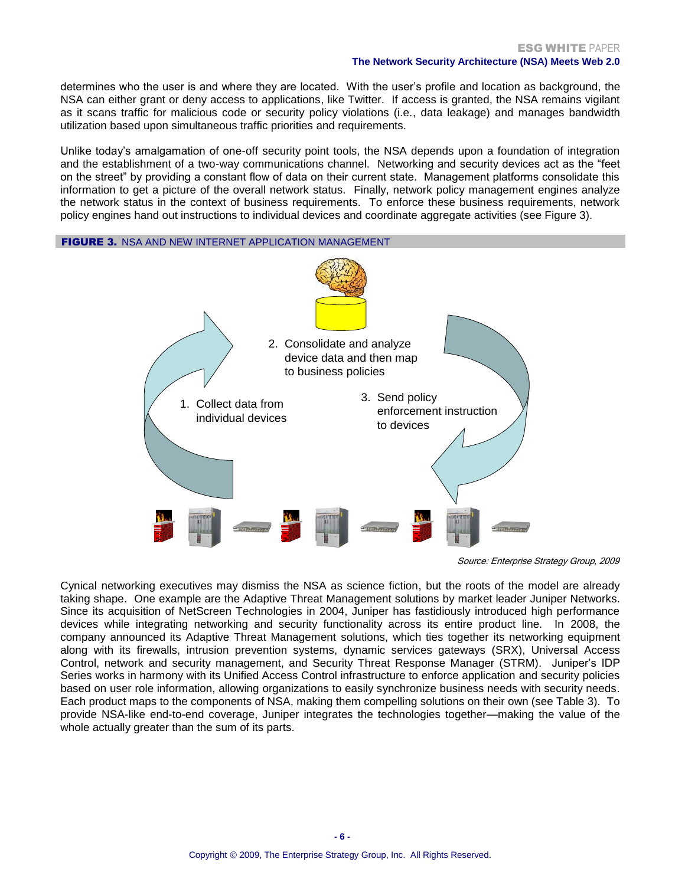determines who the user is and where they are located. With the user's profile and location as background, the NSA can either grant or deny access to applications, like Twitter. If access is granted, the NSA remains vigilant as it scans traffic for malicious code or security policy violations (i.e., data leakage) and manages bandwidth utilization based upon simultaneous traffic priorities and requirements.

Unlike today's amalgamation of one-off security point tools, the NSA depends upon a foundation of integration and the establishment of a two-way communications channel. Networking and security devices act as the "feet on the street" by providing a constant flow of data on their current state. Management platforms consolidate this information to get a picture of the overall network status. Finally, network policy management engines analyze the network status in the context of business requirements. To enforce these business requirements, network policy engines hand out instructions to individual devices and coordinate aggregate activities (see Figure 3).

**FIGURE 3.** NSA AND NEW INTERNET APPLICATION MANAGEMENT

1. Collect data from individual devices
2. Consolidate and analyze device data and then map to business policies
3. Send policy enforcement instruction to devices

*Source: Enterprise Strategy Group, 2009*

Cynical networking executives may dismiss the NSA as science fiction, but the roots of the model are already taking shape. One example are the Adaptive Threat Management solutions by market leader Juniper Networks. Since its acquisition of NetScreen Technologies in 2004, Juniper has fastidiously introduced high performance devices while integrating networking and security functionality across its entire product line. In 2008, the company announced its Adaptive Threat Management solutions, which ties together its networking equipment along with its firewalls, intrusion prevention systems, dynamic services gateways (SRX), Universal Access Control, network and security management, and Security Threat Response Manager (STRM). Juniper's IDP Series works in harmony with its Unified Access Control infrastructure to enforce application and security policies based on user role information, allowing organizations to easily synchronize business needs with security needs. Each product maps to the components of NSA, making them compelling solutions on their own (see Table 3). To provide NSA-like end-to-end coverage, Juniper integrates the technologies together—making the value of the whole actually greater than the sum of its parts.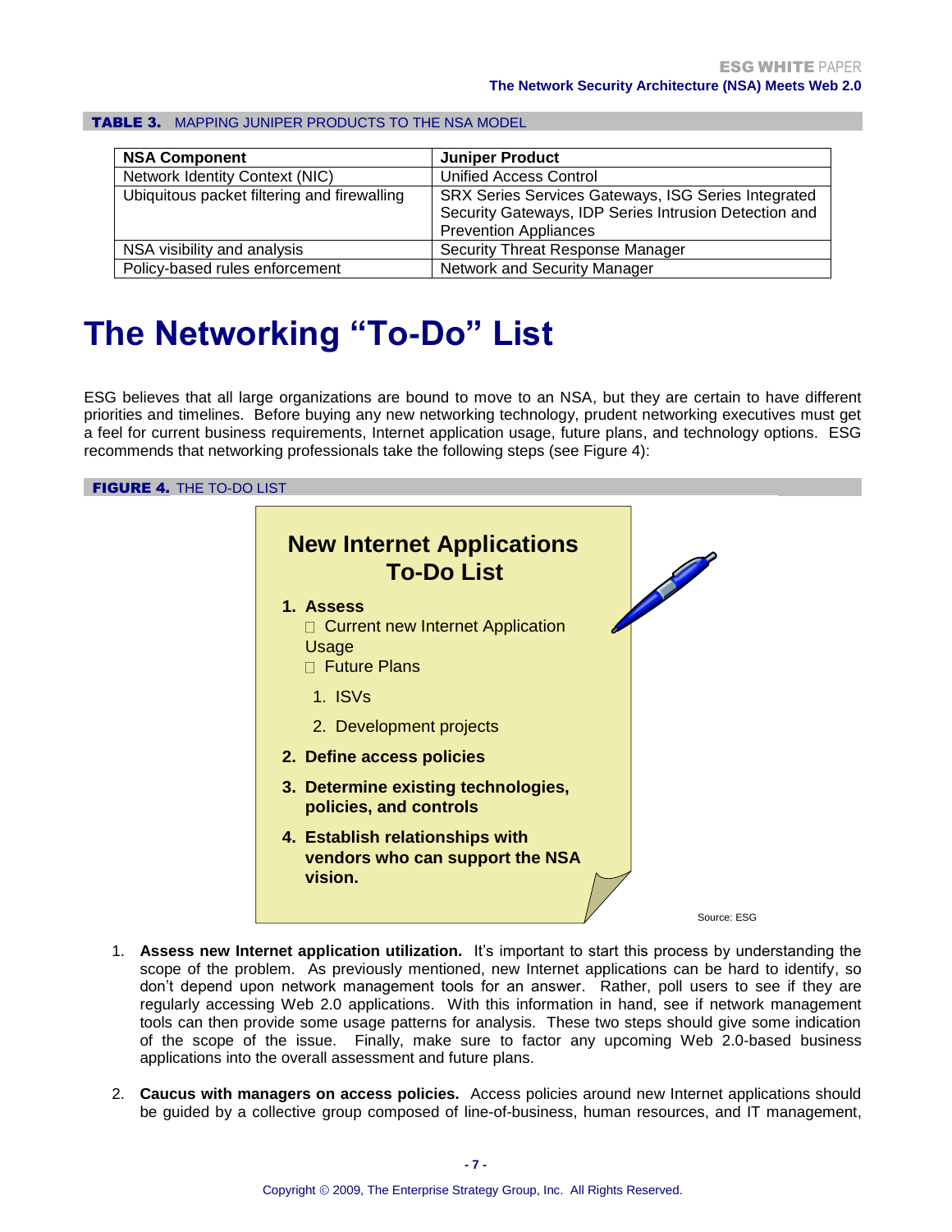**TABLE 3.** MAPPING JUNIPER PRODUCTS TO THE NSA MODEL

| NSA Component | Juniper Product |
|---|---|
| Network Identity Context (NIC) | Unified Access Control |
| Ubiquitous packet filtering and firewalling | SRX Series Services Gateways, ISG Series Integrated Security Gateways, IDP Series Intrusion Detection and Prevention Appliances |
| NSA visibility and analysis | Security Threat Response Manager |
| Policy-based rules enforcement | Network and Security Manager |

# The Networking "To-Do" List

ESG believes that all large organizations are bound to move to an NSA, but they are certain to have different priorities and timelines. Before buying any new networking technology, prudent networking executives must get a feel for current business requirements, Internet application usage, future plans, and technology options. ESG recommends that networking professionals take the following steps (see Figure 4):

**FIGURE 4.** THE TO-DO LIST

**New Internet Applications To-Do List**

1. **Assess**
   - Current new Internet Application Usage
   - Future Plans
     1. ISVs
     2. Development projects
2. **Define access policies**
3. **Determine existing technologies, policies, and controls**
4. **Establish relationships with vendors who can support the NSA vision.**

Source: ESG

1. **Assess new Internet application utilization.** It's important to start this process by understanding the scope of the problem. As previously mentioned, new Internet applications can be hard to identify, so don't depend upon network management tools for an answer. Rather, poll users to see if they are regularly accessing Web 2.0 applications. With this information in hand, see if network management tools can then provide some usage patterns for analysis. These two steps should give some indication of the scope of the issue. Finally, make sure to factor any upcoming Web 2.0-based business applications into the overall assessment and future plans.

2. **Caucus with managers on access policies.** Access policies around new Internet applications should be guided by a collective group composed of line-of-business, human resources, and IT management,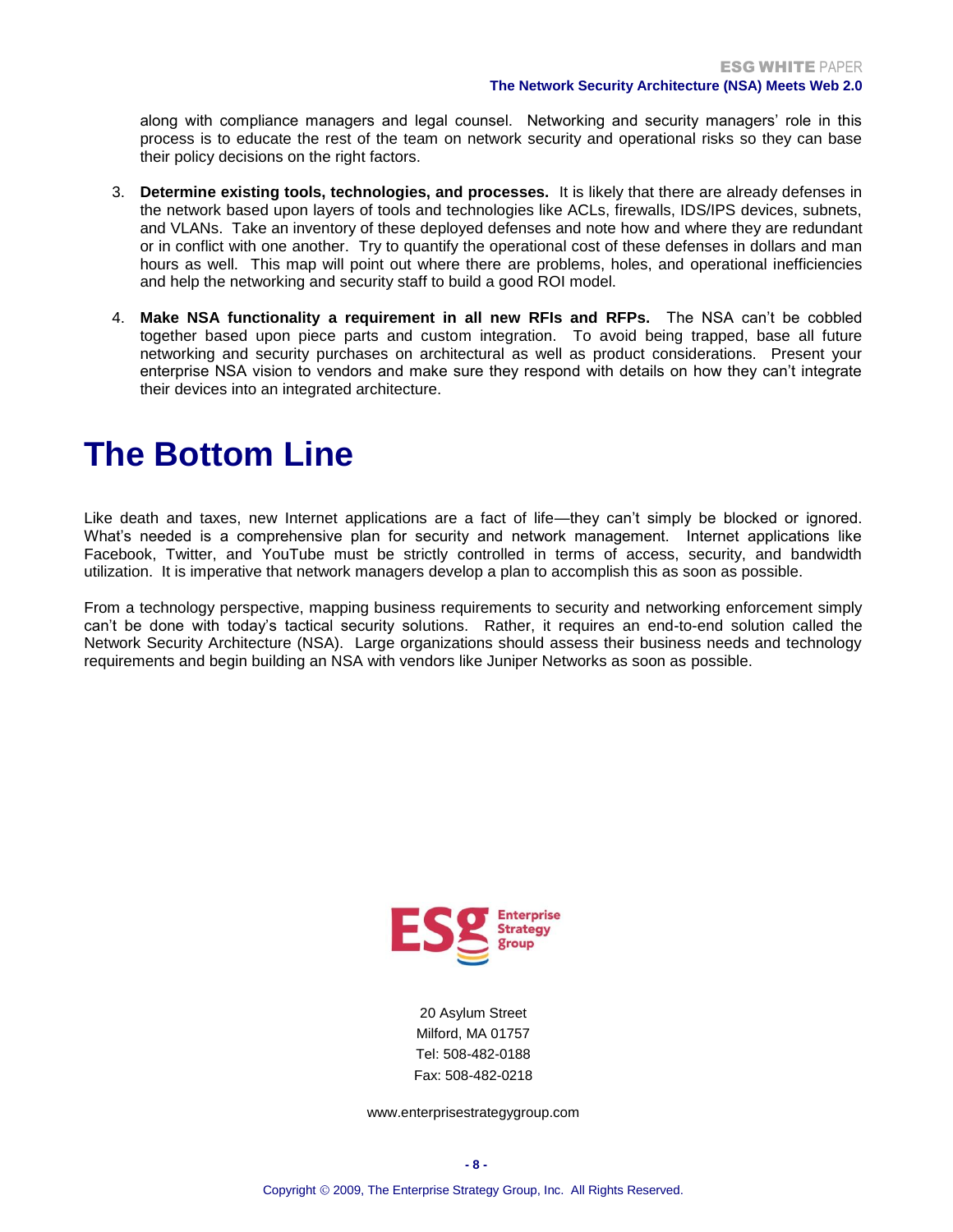along with compliance managers and legal counsel. Networking and security managers' role in this process is to educate the rest of the team on network security and operational risks so they can base their policy decisions on the right factors.

3. **Determine existing tools, technologies, and processes.** It is likely that there are already defenses in the network based upon layers of tools and technologies like ACLs, firewalls, IDS/IPS devices, subnets, and VLANs. Take an inventory of these deployed defenses and note how and where they are redundant or in conflict with one another. Try to quantify the operational cost of these defenses in dollars and man hours as well. This map will point out where there are problems, holes, and operational inefficiencies and help the networking and security staff to build a good ROI model.

4. **Make NSA functionality a requirement in all new RFIs and RFPs.** The NSA can't be cobbled together based upon piece parts and custom integration. To avoid being trapped, base all future networking and security purchases on architectural as well as product considerations. Present your enterprise NSA vision to vendors and make sure they respond with details on how they can't integrate their devices into an integrated architecture.

# The Bottom Line

Like death and taxes, new Internet applications are a fact of life—they can't simply be blocked or ignored. What's needed is a comprehensive plan for security and network management. Internet applications like Facebook, Twitter, and YouTube must be strictly controlled in terms of access, security, and bandwidth utilization. It is imperative that network managers develop a plan to accomplish this as soon as possible.

From a technology perspective, mapping business requirements to security and networking enforcement simply can't be done with today's tactical security solutions. Rather, it requires an end-to-end solution called the Network Security Architecture (NSA). Large organizations should assess their business needs and technology requirements and begin building an NSA with vendors like Juniper Networks as soon as possible.

ESG Enterprise Strategy Group

20 Asylum Street
Milford, MA 01757
Tel: 508-482-0188
Fax: 508-482-0218

www.enterprisestrategygroup.com